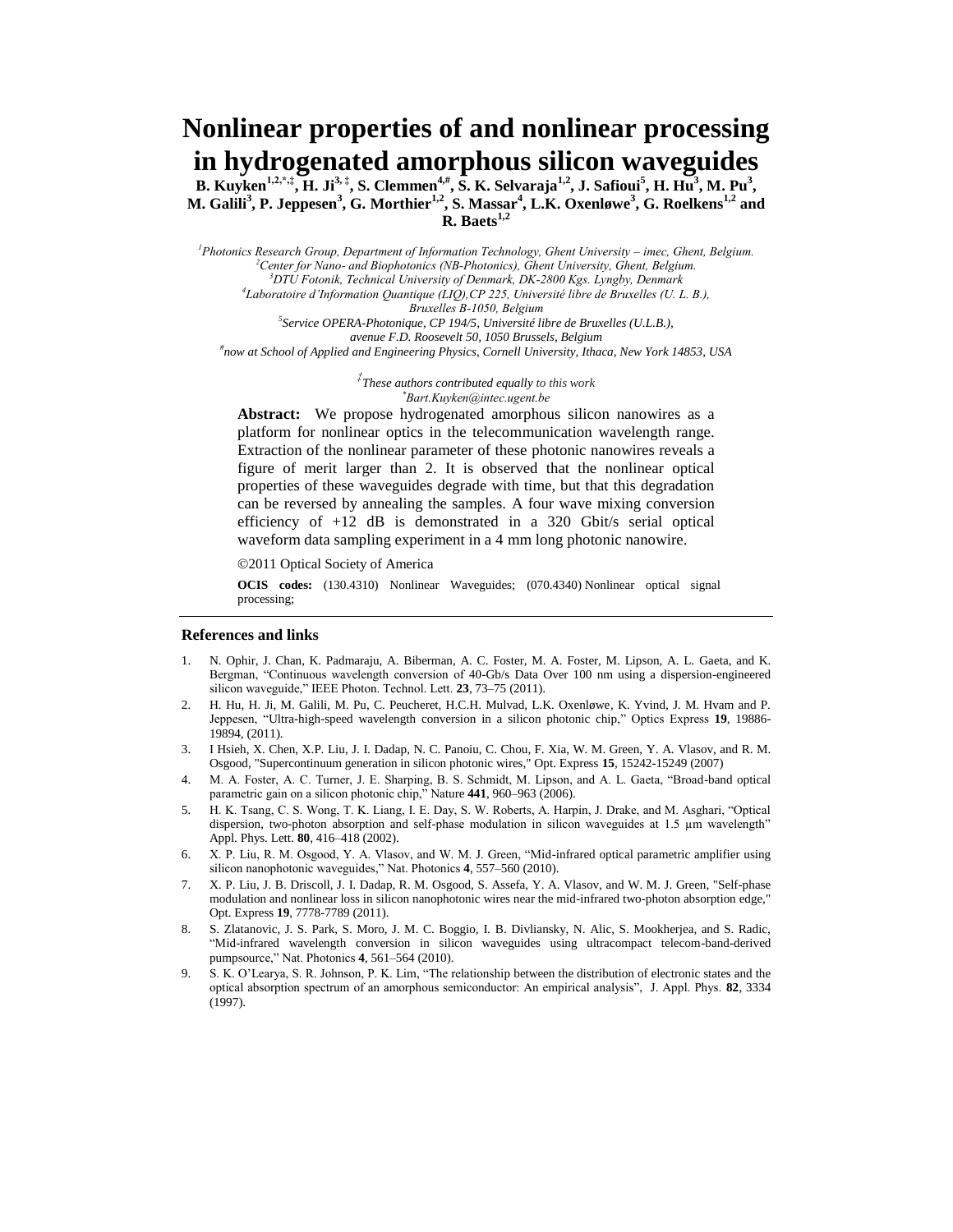# Nonlinear properties of and nonlinear processing in hydrogenated amorphous silicon waveguides

**B. Kuyken[1,2,*,‡], H. Ji[3,‡], S. Clemmen[4,#], S. K. Selvaraja[1,2], J. Safioui[5], H. Hu[3], M. Pu[3], M. Galili[3], P. Jeppesen[3], G. Morthier[1,2], S. Massar[4], L.K. Oxenløwe[3], G. Roelkens[1,2] and R. Baets[1,2]**

[1]*Photonics Research Group, Department of Information Technology, Ghent University – imec, Ghent, Belgium.*
[2]*Center for Nano- and Biophotonics (NB-Photonics), Ghent University, Ghent, Belgium.*
[3]*DTU Fotonik, Technical University of Denmark, DK-2800 Kgs. Lyngby, Denmark*
[4]*Laboratoire d'Information Quantique (LIQ),CP 225, Université libre de Bruxelles (U. L. B.), Bruxelles B-1050, Belgium*
[5]*Service OPERA-Photonique, CP 194/5, Université libre de Bruxelles (U.L.B.), avenue F.D. Roosevelt 50, 1050 Brussels, Belgium*
[#]*now at School of Applied and Engineering Physics, Cornell University, Ithaca, New York 14853, USA*

[‡]*These authors contributed equally to this work*
[*]*Bart.Kuyken@intec.ugent.be*

**Abstract:** We propose hydrogenated amorphous silicon nanowires as a platform for nonlinear optics in the telecommunication wavelength range. Extraction of the nonlinear parameter of these photonic nanowires reveals a figure of merit larger than 2. It is observed that the nonlinear optical properties of these waveguides degrade with time, but that this degradation can be reversed by annealing the samples. A four wave mixing conversion efficiency of +12 dB is demonstrated in a 320 Gbit/s serial optical waveform data sampling experiment in a 4 mm long photonic nanowire.

©2011 Optical Society of America

**OCIS codes:** (130.4310) Nonlinear Waveguides; (070.4340) Nonlinear optical signal processing;

## References and links

1. N. Ophir, J. Chan, K. Padmaraju, A. Biberman, A. C. Foster, M. A. Foster, M. Lipson, A. L. Gaeta, and K. Bergman, "Continuous wavelength conversion of 40-Gb/s Data Over 100 nm using a dispersion-engineered silicon waveguide," IEEE Photon. Technol. Lett. **23**, 73–75 (2011).
2. H. Hu, H. Ji, M. Galili, M. Pu, C. Peucheret, H.C.H. Mulvad, L.K. Oxenløwe, K. Yvind, J. M. Hvam and P. Jeppesen, "Ultra-high-speed wavelength conversion in a silicon photonic chip," Optics Express **19**, 19886-19894, (2011).
3. I Hsieh, X. Chen, X.P. Liu, J. I. Dadap, N. C. Panoiu, C. Chou, F. Xia, W. M. Green, Y. A. Vlasov, and R. M. Osgood, "Supercontinuum generation in silicon photonic wires," Opt. Express **15**, 15242-15249 (2007)
4. M. A. Foster, A. C. Turner, J. E. Sharping, B. S. Schmidt, M. Lipson, and A. L. Gaeta, "Broad-band optical parametric gain on a silicon photonic chip," Nature **441**, 960–963 (2006).
5. H. K. Tsang, C. S. Wong, T. K. Liang, I. E. Day, S. W. Roberts, A. Harpin, J. Drake, and M. Asghari, "Optical dispersion, two-photon absorption and self-phase modulation in silicon waveguides at 1.5 µm wavelength" Appl. Phys. Lett. **80**, 416–418 (2002).
6. X. P. Liu, R. M. Osgood, Y. A. Vlasov, and W. M. J. Green, "Mid-infrared optical parametric amplifier using silicon nanophotonic waveguides," Nat. Photonics **4**, 557–560 (2010).
7. X. P. Liu, J. B. Driscoll, J. I. Dadap, R. M. Osgood, S. Assefa, Y. A. Vlasov, and W. M. J. Green, "Self-phase modulation and nonlinear loss in silicon nanophotonic wires near the mid-infrared two-photon absorption edge," Opt. Express **19**, 7778-7789 (2011).
8. S. Zlatanovic, J. S. Park, S. Moro, J. M. C. Boggio, I. B. Divliansky, N. Alic, S. Mookherjea, and S. Radic, "Mid-infrared wavelength conversion in silicon waveguides using ultracompact telecom-band-derived pumpsource," Nat. Photonics **4**, 561–564 (2010).
9. S. K. O'Learya, S. R. Johnson, P. K. Lim, "The relationship between the distribution of electronic states and the optical absorption spectrum of an amorphous semiconductor: An empirical analysis", J. Appl. Phys. **82**, 3334 (1997).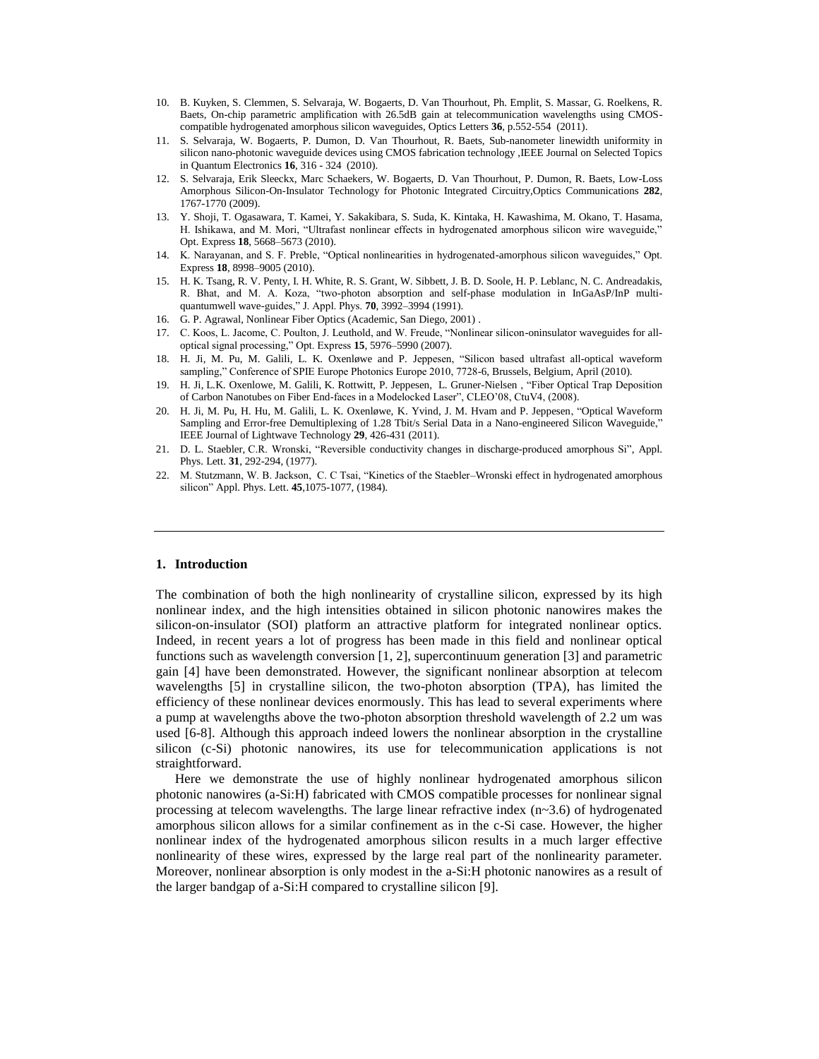10. B. Kuyken, S. Clemmen, S. Selvaraja, W. Bogaerts, D. Van Thourhout, Ph. Emplit, S. Massar, G. Roelkens, R. Baets, On-chip parametric amplification with 26.5dB gain at telecommunication wavelengths using CMOS-compatible hydrogenated amorphous silicon waveguides, Optics Letters **36**, p.552-554 (2011).
11. S. Selvaraja, W. Bogaerts, P. Dumon, D. Van Thourhout, R. Baets, Sub-nanometer linewidth uniformity in silicon nano-photonic waveguide devices using CMOS fabrication technology ,IEEE Journal on Selected Topics in Quantum Electronics **16**, 316 - 324 (2010).
12. S. Selvaraja, Erik Sleeckx, Marc Schaekers, W. Bogaerts, D. Van Thourhout, P. Dumon, R. Baets, Low-Loss Amorphous Silicon-On-Insulator Technology for Photonic Integrated Circuitry,Optics Communications **282**, 1767-1770 (2009).
13. Y. Shoji, T. Ogasawara, T. Kamei, Y. Sakakibara, S. Suda, K. Kintaka, H. Kawashima, M. Okano, T. Hasama, H. Ishikawa, and M. Mori, "Ultrafast nonlinear effects in hydrogenated amorphous silicon wire waveguide," Opt. Express **18**, 5668–5673 (2010).
14. K. Narayanan, and S. F. Preble, "Optical nonlinearities in hydrogenated-amorphous silicon waveguides," Opt. Express **18**, 8998–9005 (2010).
15. H. K. Tsang, R. V. Penty, I. H. White, R. S. Grant, W. Sibbett, J. B. D. Soole, H. P. Leblanc, N. C. Andreadakis, R. Bhat, and M. A. Koza, "two-photon absorption and self-phase modulation in InGaAsP/InP multi-quantumwell wave-guides," J. Appl. Phys. **70**, 3992–3994 (1991).
16. G. P. Agrawal, Nonlinear Fiber Optics (Academic, San Diego, 2001) .
17. C. Koos, L. Jacome, C. Poulton, J. Leuthold, and W. Freude, "Nonlinear silicon-oninsulator waveguides for all-optical signal processing," Opt. Express **15**, 5976–5990 (2007).
18. H. Ji, M. Pu, M. Galili, L. K. Oxenløwe and P. Jeppesen, "Silicon based ultrafast all-optical waveform sampling," Conference of SPIE Europe Photonics Europe 2010, 7728-6, Brussels, Belgium, April (2010).
19. H. Ji, L.K. Oxenlowe, M. Galili, K. Rottwitt, P. Jeppesen, L. Gruner-Nielsen , "Fiber Optical Trap Deposition of Carbon Nanotubes on Fiber End-faces in a Modelocked Laser", CLEO'08, CtuV4, (2008).
20. H. Ji, M. Pu, H. Hu, M. Galili, L. K. Oxenløwe, K. Yvind, J. M. Hvam and P. Jeppesen, "Optical Waveform Sampling and Error-free Demultiplexing of 1.28 Tbit/s Serial Data in a Nano-engineered Silicon Waveguide," IEEE Journal of Lightwave Technology **29**, 426-431 (2011).
21. D. L. Staebler, C.R. Wronski, "Reversible conductivity changes in discharge-produced amorphous Si", Appl. Phys. Lett. **31**, 292-294, (1977).
22. M. Stutzmann, W. B. Jackson, C. C Tsai, "Kinetics of the Staebler–Wronski effect in hydrogenated amorphous silicon" Appl. Phys. Lett. **45**,1075-1077, (1984).

---

## 1. Introduction

The combination of both the high nonlinearity of crystalline silicon, expressed by its high nonlinear index, and the high intensities obtained in silicon photonic nanowires makes the silicon-on-insulator (SOI) platform an attractive platform for integrated nonlinear optics. Indeed, in recent years a lot of progress has been made in this field and nonlinear optical functions such as wavelength conversion [1, 2], supercontinuum generation [3] and parametric gain [4] have been demonstrated. However, the significant nonlinear absorption at telecom wavelengths [5] in crystalline silicon, the two-photon absorption (TPA), has limited the efficiency of these nonlinear devices enormously. This has lead to several experiments where a pump at wavelengths above the two-photon absorption threshold wavelength of 2.2 um was used [6-8]. Although this approach indeed lowers the nonlinear absorption in the crystalline silicon (c-Si) photonic nanowires, its use for telecommunication applications is not straightforward.

Here we demonstrate the use of highly nonlinear hydrogenated amorphous silicon photonic nanowires (a-Si:H) fabricated with CMOS compatible processes for nonlinear signal processing at telecom wavelengths. The large linear refractive index (n~3.6) of hydrogenated amorphous silicon allows for a similar confinement as in the c-Si case. However, the higher nonlinear index of the hydrogenated amorphous silicon results in a much larger effective nonlinearity of these wires, expressed by the large real part of the nonlinearity parameter. Moreover, nonlinear absorption is only modest in the a-Si:H photonic nanowires as a result of the larger bandgap of a-Si:H compared to crystalline silicon [9].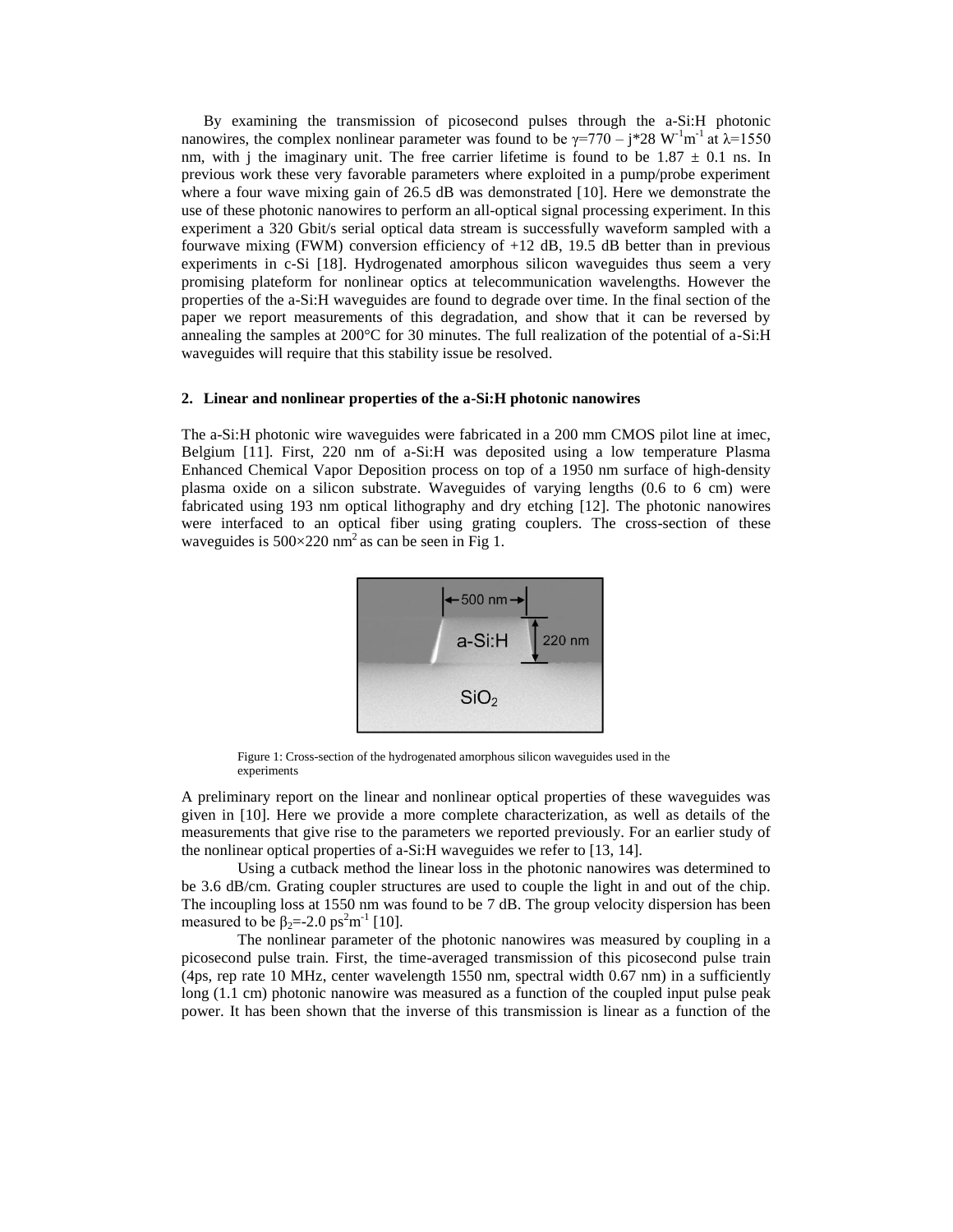By examining the transmission of picosecond pulses through the a-Si:H photonic nanowires, the complex nonlinear parameter was found to be $\gamma$=770 – j*28 $W^{-1}m^{-1}$ at $\lambda$=1550 nm, with j the imaginary unit. The free carrier lifetime is found to be 1.87 ± 0.1 ns. In previous work these very favorable parameters where exploited in a pump/probe experiment where a four wave mixing gain of 26.5 dB was demonstrated [10]. Here we demonstrate the use of these photonic nanowires to perform an all-optical signal processing experiment. In this experiment a 320 Gbit/s serial optical data stream is successfully waveform sampled with a fourwave mixing (FWM) conversion efficiency of +12 dB, 19.5 dB better than in previous experiments in c-Si [18]. Hydrogenated amorphous silicon waveguides thus seem a very promising plateform for nonlinear optics at telecommunication wavelengths. However the properties of the a-Si:H waveguides are found to degrade over time. In the final section of the paper we report measurements of this degradation, and show that it can be reversed by annealing the samples at 200°C for 30 minutes. The full realization of the potential of a-Si:H waveguides will require that this stability issue be resolved.

## 2. Linear and nonlinear properties of the a-Si:H photonic nanowires

The a-Si:H photonic wire waveguides were fabricated in a 200 mm CMOS pilot line at imec, Belgium [11]. First, 220 nm of a-Si:H was deposited using a low temperature Plasma Enhanced Chemical Vapor Deposition process on top of a 1950 nm surface of high-density plasma oxide on a silicon substrate. Waveguides of varying lengths (0.6 to 6 cm) were fabricated using 193 nm optical lithography and dry etching [12]. The photonic nanowires were interfaced to an optical fiber using grating couplers. The cross-section of these waveguides is 500×220 $nm^2$ as can be seen in Fig 1.

Figure 1: Cross-section of the hydrogenated amorphous silicon waveguides used in the experiments

A preliminary report on the linear and nonlinear optical properties of these waveguides was given in [10]. Here we provide a more complete characterization, as well as details of the measurements that give rise to the parameters we reported previously. For an earlier study of the nonlinear optical properties of a-Si:H waveguides we refer to [13, 14].

Using a cutback method the linear loss in the photonic nanowires was determined to be 3.6 dB/cm. Grating coupler structures are used to couple the light in and out of the chip. The incoupling loss at 1550 nm was found to be 7 dB. The group velocity dispersion has been measured to be $\beta_2$=-2.0 $ps^2m^{-1}$ [10].

The nonlinear parameter of the photonic nanowires was measured by coupling in a picosecond pulse train. First, the time-averaged transmission of this picosecond pulse train (4ps, rep rate 10 MHz, center wavelength 1550 nm, spectral width 0.67 nm) in a sufficiently long (1.1 cm) photonic nanowire was measured as a function of the coupled input pulse peak power. It has been shown that the inverse of this transmission is linear as a function of the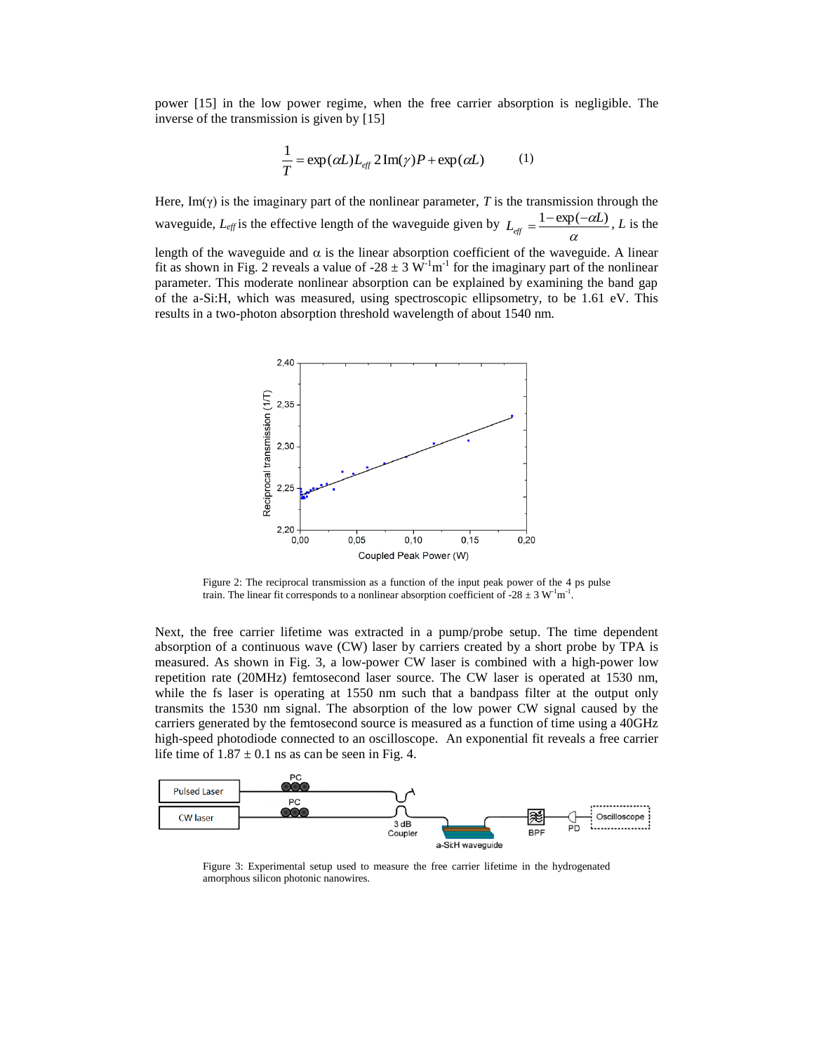power [15] in the low power regime, when the free carrier absorption is negligible. The inverse of the transmission is given by [15]

$$\frac{1}{T} = \exp(\alpha L) L_{eff}\, 2\,\mathrm{Im}(\gamma) P + \exp(\alpha L) \qquad (1)$$

Here, Im(γ) is the imaginary part of the nonlinear parameter, $T$ is the transmission through the waveguide, $L_{eff}$ is the effective length of the waveguide given by $L_{eff} = \frac{1-\exp(-\alpha L)}{\alpha}$, $L$ is the length of the waveguide and α is the linear absorption coefficient of the waveguide. A linear fit as shown in Fig. 2 reveals a value of -28 ± 3 $W^{-1}m^{-1}$ for the imaginary part of the nonlinear parameter. This moderate nonlinear absorption can be explained by examining the band gap of the a-Si:H, which was measured, using spectroscopic ellipsometry, to be 1.61 eV. This results in a two-photon absorption threshold wavelength of about 1540 nm.

Figure 2: The reciprocal transmission as a function of the input peak power of the 4 ps pulse train. The linear fit corresponds to a nonlinear absorption coefficient of -28 ± 3 $W^{-1}m^{-1}$.

Next, the free carrier lifetime was extracted in a pump/probe setup. The time dependent absorption of a continuous wave (CW) laser by carriers created by a short probe by TPA is measured. As shown in Fig. 3, a low-power CW laser is combined with a high-power low repetition rate (20MHz) femtosecond laser source. The CW laser is operated at 1530 nm, while the fs laser is operating at 1550 nm such that a bandpass filter at the output only transmits the 1530 nm signal. The absorption of the low power CW signal caused by the carriers generated by the femtosecond source is measured as a function of time using a 40GHz high-speed photodiode connected to an oscilloscope. An exponential fit reveals a free carrier life time of 1.87 ± 0.1 ns as can be seen in Fig. 4.

Figure 3: Experimental setup used to measure the free carrier lifetime in the hydrogenated amorphous silicon photonic nanowires.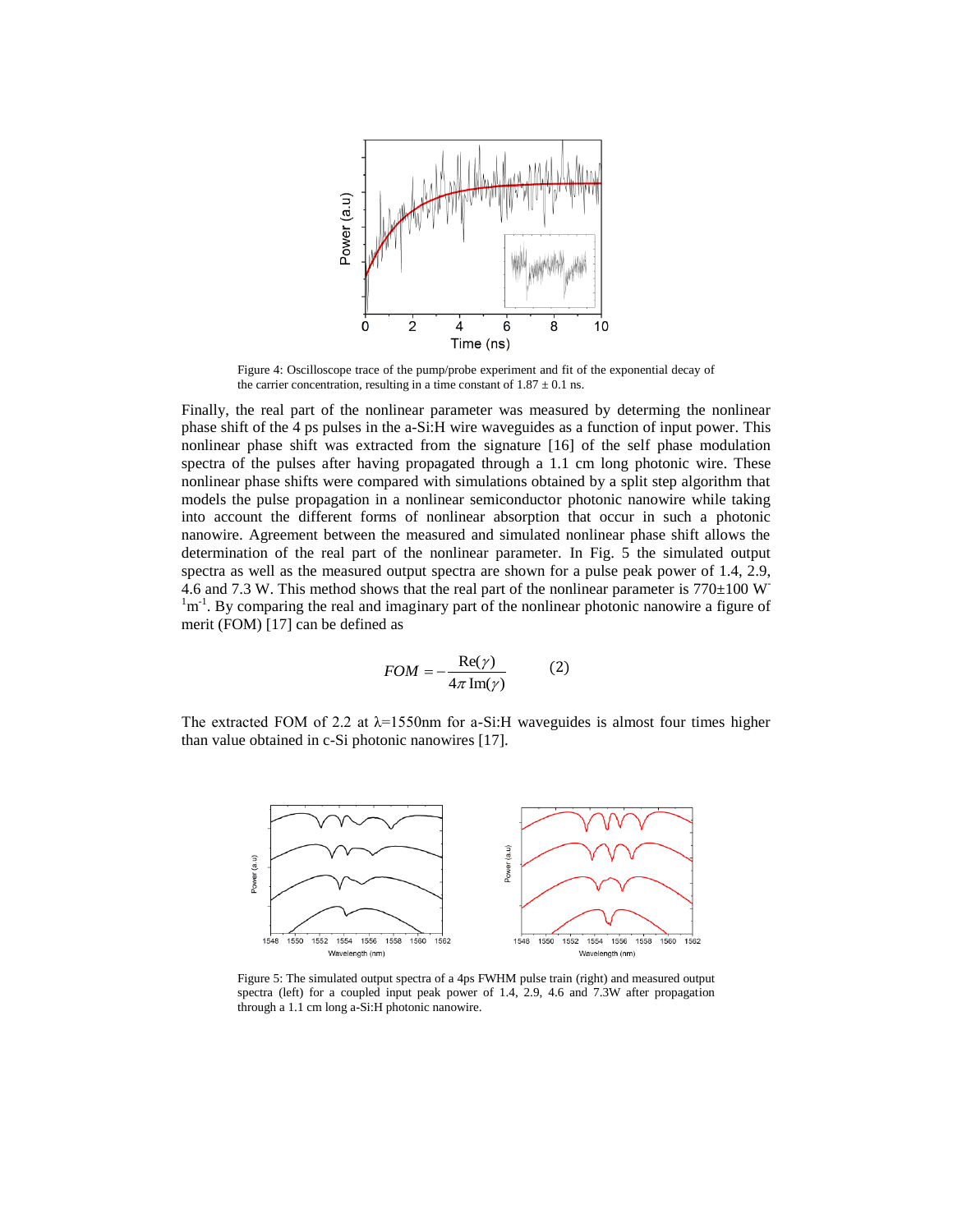Figure 4: Oscilloscope trace of the pump/probe experiment and fit of the exponential decay of the carrier concentration, resulting in a time constant of 1.87 ± 0.1 ns.

Finally, the real part of the nonlinear parameter was measured by determing the nonlinear phase shift of the 4 ps pulses in the a-Si:H wire waveguides as a function of input power. This nonlinear phase shift was extracted from the signature [16] of the self phase modulation spectra of the pulses after having propagated through a 1.1 cm long photonic wire. These nonlinear phase shifts were compared with simulations obtained by a split step algorithm that models the pulse propagation in a nonlinear semiconductor photonic nanowire while taking into account the different forms of nonlinear absorption that occur in such a photonic nanowire. Agreement between the measured and simulated nonlinear phase shift allows the determination of the real part of the nonlinear parameter. In Fig. 5 the simulated output spectra as well as the measured output spectra are shown for a pulse peak power of 1.4, 2.9, 4.6 and 7.3 W. This method shows that the real part of the nonlinear parameter is 770±100 $W^{-1}m^{-1}$. By comparing the real and imaginary part of the nonlinear photonic nanowire a figure of merit (FOM) [17] can be defined as

$$FOM = -\frac{\mathrm{Re}(\gamma)}{4\pi\,\mathrm{Im}(\gamma)} \qquad (2)$$

The extracted FOM of 2.2 at $\lambda$=1550nm for a-Si:H waveguides is almost four times higher than value obtained in c-Si photonic nanowires [17].

Figure 5: The simulated output spectra of a 4ps FWHM pulse train (right) and measured output spectra (left) for a coupled input peak power of 1.4, 2.9, 4.6 and 7.3W after propagation through a 1.1 cm long a-Si:H photonic nanowire.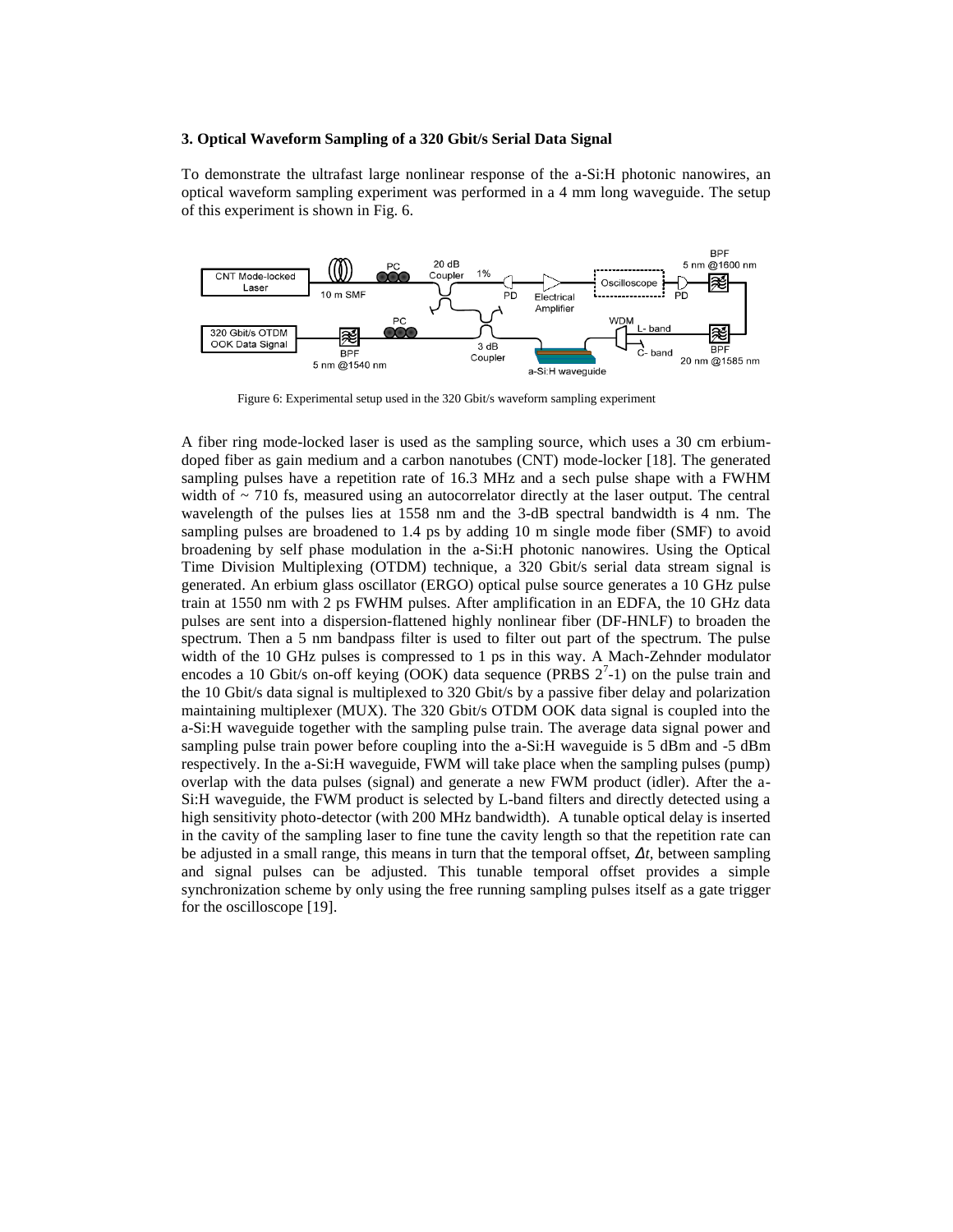### 3. Optical Waveform Sampling of a 320 Gbit/s Serial Data Signal

To demonstrate the ultrafast large nonlinear response of the a-Si:H photonic nanowires, an optical waveform sampling experiment was performed in a 4 mm long waveguide. The setup of this experiment is shown in Fig. 6.

Figure 6: Experimental setup used in the 320 Gbit/s waveform sampling experiment

A fiber ring mode-locked laser is used as the sampling source, which uses a 30 cm erbium-doped fiber as gain medium and a carbon nanotubes (CNT) mode-locker [18]. The generated sampling pulses have a repetition rate of 16.3 MHz and a sech pulse shape with a FWHM width of ~ 710 fs, measured using an autocorrelator directly at the laser output. The central wavelength of the pulses lies at 1558 nm and the 3-dB spectral bandwidth is 4 nm. The sampling pulses are broadened to 1.4 ps by adding 10 m single mode fiber (SMF) to avoid broadening by self phase modulation in the a-Si:H photonic nanowires. Using the Optical Time Division Multiplexing (OTDM) technique, a 320 Gbit/s serial data stream signal is generated. An erbium glass oscillator (ERGO) optical pulse source generates a 10 GHz pulse train at 1550 nm with 2 ps FWHM pulses. After amplification in an EDFA, the 10 GHz data pulses are sent into a dispersion-flattened highly nonlinear fiber (DF-HNLF) to broaden the spectrum. Then a 5 nm bandpass filter is used to filter out part of the spectrum. The pulse width of the 10 GHz pulses is compressed to 1 ps in this way. A Mach-Zehnder modulator encodes a 10 Gbit/s on-off keying (OOK) data sequence (PRBS $2^7$-1) on the pulse train and the 10 Gbit/s data signal is multiplexed to 320 Gbit/s by a passive fiber delay and polarization maintaining multiplexer (MUX). The 320 Gbit/s OTDM OOK data signal is coupled into the a-Si:H waveguide together with the sampling pulse train. The average data signal power and sampling pulse train power before coupling into the a-Si:H waveguide is 5 dBm and -5 dBm respectively. In the a-Si:H waveguide, FWM will take place when the sampling pulses (pump) overlap with the data pulses (signal) and generate a new FWM product (idler). After the a-Si:H waveguide, the FWM product is selected by L-band filters and directly detected using a high sensitivity photo-detector (with 200 MHz bandwidth). A tunable optical delay is inserted in the cavity of the sampling laser to fine tune the cavity length so that the repetition rate can be adjusted in a small range, this means in turn that the temporal offset, $\Delta t$, between sampling and signal pulses can be adjusted. This tunable temporal offset provides a simple synchronization scheme by only using the free running sampling pulses itself as a gate trigger for the oscilloscope [19].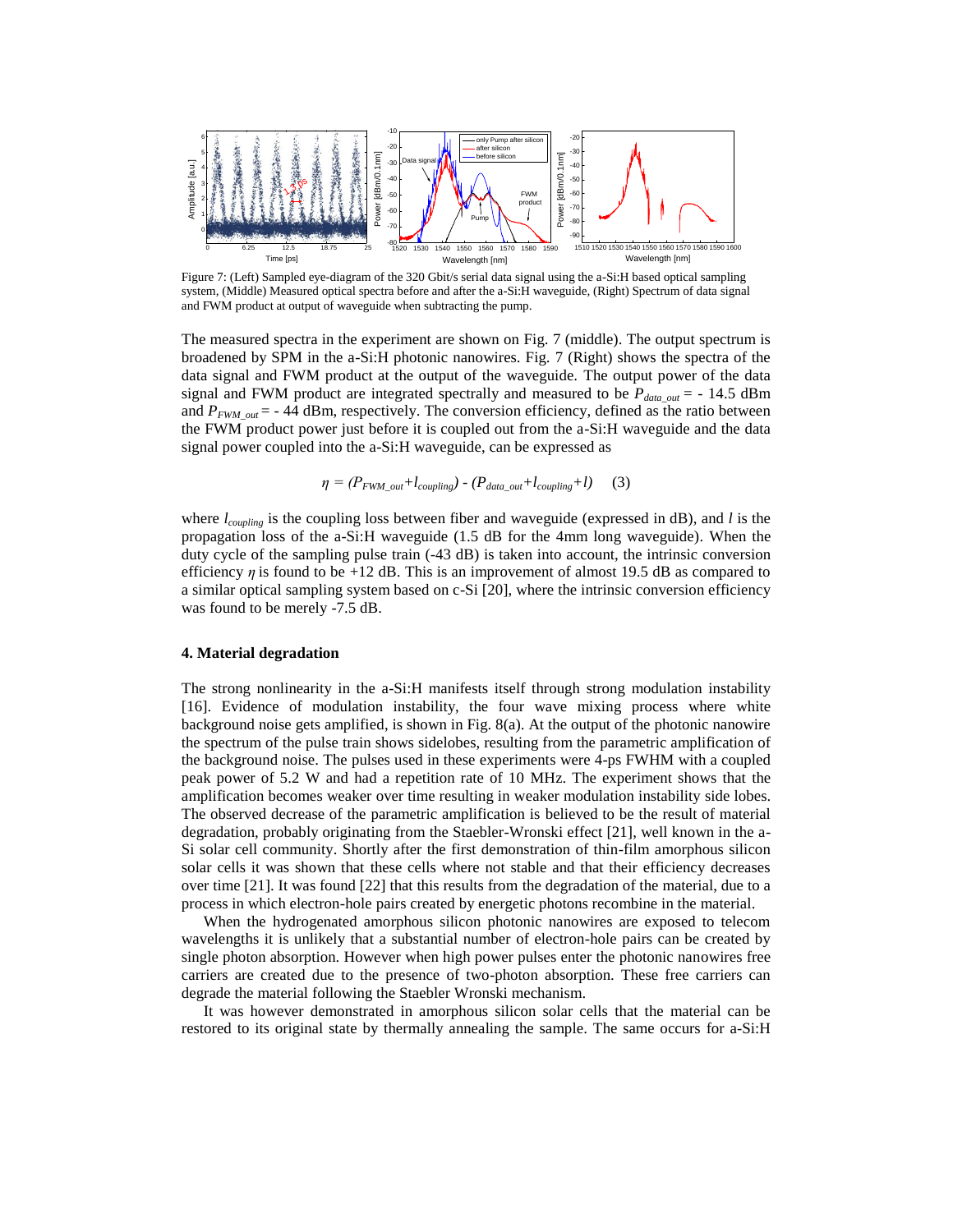Figure 7: (Left) Sampled eye-diagram of the 320 Gbit/s serial data signal using the a-Si:H based optical sampling system, (Middle) Measured optical spectra before and after the a-Si:H waveguide, (Right) Spectrum of data signal and FWM product at output of waveguide when subtracting the pump.

The measured spectra in the experiment are shown on Fig. 7 (middle). The output spectrum is broadened by SPM in the a-Si:H photonic nanowires. Fig. 7 (Right) shows the spectra of the data signal and FWM product at the output of the waveguide. The output power of the data signal and FWM product are integrated spectrally and measured to be $P_{data\_out}$ = - 14.5 dBm and $P_{FWM\_out}$ = - 44 dBm, respectively. The conversion efficiency, defined as the ratio between the FWM product power just before it is coupled out from the a-Si:H waveguide and the data signal power coupled into the a-Si:H waveguide, can be expressed as

$$\eta = (P_{FWM\_out}+l_{coupling}) - (P_{data\_out}+l_{coupling}+l) \quad (3)$$

where $l_{coupling}$ is the coupling loss between fiber and waveguide (expressed in dB), and $l$ is the propagation loss of the a-Si:H waveguide (1.5 dB for the 4mm long waveguide). When the duty cycle of the sampling pulse train (-43 dB) is taken into account, the intrinsic conversion efficiency $\eta$ is found to be +12 dB. This is an improvement of almost 19.5 dB as compared to a similar optical sampling system based on c-Si [20], where the intrinsic conversion efficiency was found to be merely -7.5 dB.

## 4. Material degradation

The strong nonlinearity in the a-Si:H manifests itself through strong modulation instability [16]. Evidence of modulation instability, the four wave mixing process where white background noise gets amplified, is shown in Fig. 8(a). At the output of the photonic nanowire the spectrum of the pulse train shows sidelobes, resulting from the parametric amplification of the background noise. The pulses used in these experiments were 4-ps FWHM with a coupled peak power of 5.2 W and had a repetition rate of 10 MHz. The experiment shows that the amplification becomes weaker over time resulting in weaker modulation instability side lobes. The observed decrease of the parametric amplification is believed to be the result of material degradation, probably originating from the Staebler-Wronski effect [21], well known in the a-Si solar cell community. Shortly after the first demonstration of thin-film amorphous silicon solar cells it was shown that these cells where not stable and that their efficiency decreases over time [21]. It was found [22] that this results from the degradation of the material, due to a process in which electron-hole pairs created by energetic photons recombine in the material.

When the hydrogenated amorphous silicon photonic nanowires are exposed to telecom wavelengths it is unlikely that a substantial number of electron-hole pairs can be created by single photon absorption. However when high power pulses enter the photonic nanowires free carriers are created due to the presence of two-photon absorption. These free carriers can degrade the material following the Staebler Wronski mechanism.

It was however demonstrated in amorphous silicon solar cells that the material can be restored to its original state by thermally annealing the sample. The same occurs for a-Si:H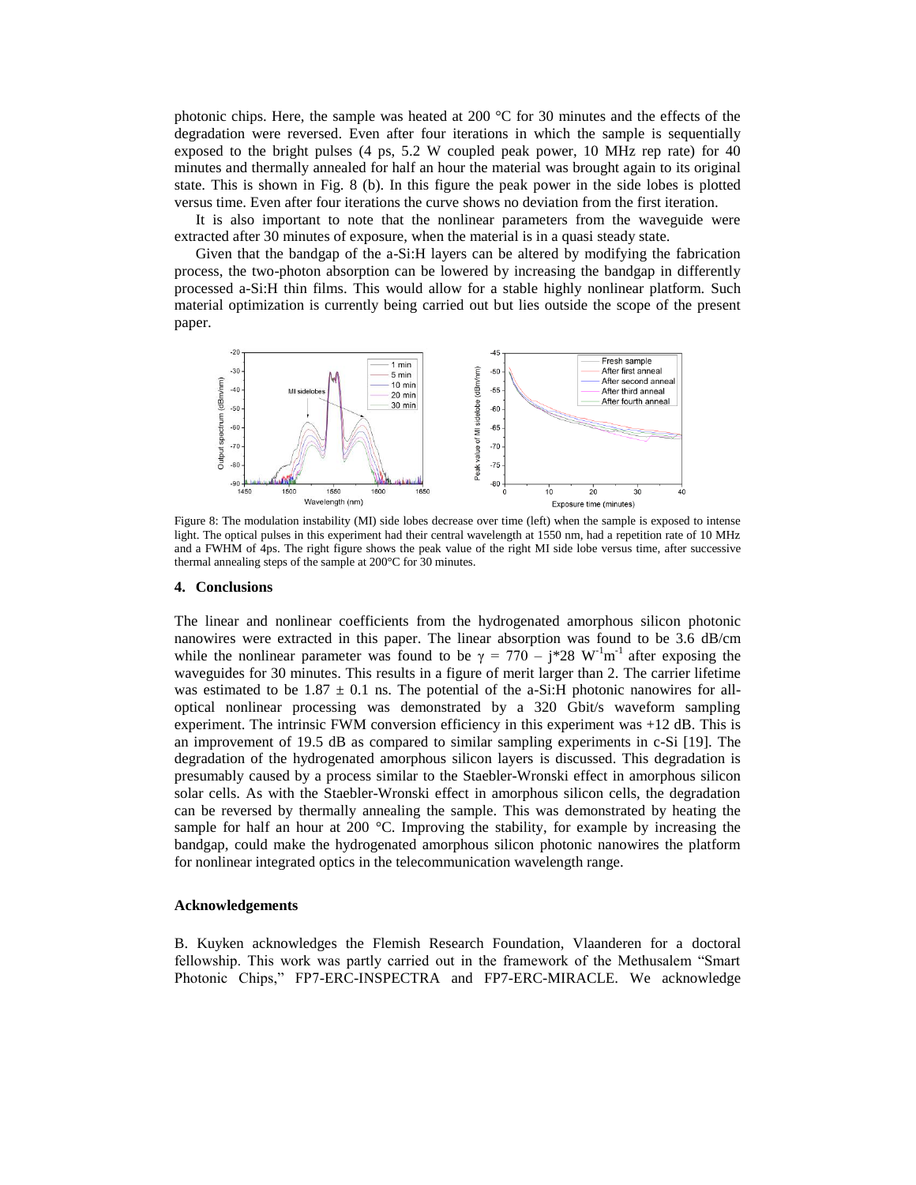photonic chips. Here, the sample was heated at 200 °C for 30 minutes and the effects of the degradation were reversed. Even after four iterations in which the sample is sequentially exposed to the bright pulses (4 ps, 5.2 W coupled peak power, 10 MHz rep rate) for 40 minutes and thermally annealed for half an hour the material was brought again to its original state. This is shown in Fig. 8 (b). In this figure the peak power in the side lobes is plotted versus time. Even after four iterations the curve shows no deviation from the first iteration.

It is also important to note that the nonlinear parameters from the waveguide were extracted after 30 minutes of exposure, when the material is in a quasi steady state.

Given that the bandgap of the a-Si:H layers can be altered by modifying the fabrication process, the two-photon absorption can be lowered by increasing the bandgap in differently processed a-Si:H thin films. This would allow for a stable highly nonlinear platform. Such material optimization is currently being carried out but lies outside the scope of the present paper.

Figure 8: The modulation instability (MI) side lobes decrease over time (left) when the sample is exposed to intense light. The optical pulses in this experiment had their central wavelength at 1550 nm, had a repetition rate of 10 MHz and a FWHM of 4ps. The right figure shows the peak value of the right MI side lobe versus time, after successive thermal annealing steps of the sample at 200°C for 30 minutes.

#### 4. Conclusions

The linear and nonlinear coefficients from the hydrogenated amorphous silicon photonic nanowires were extracted in this paper. The linear absorption was found to be 3.6 dB/cm while the nonlinear parameter was found to be $\gamma = 770 - j*28\ W^{-1}m^{-1}$ after exposing the waveguides for 30 minutes. This results in a figure of merit larger than 2. The carrier lifetime was estimated to be $1.87 \pm 0.1$ ns. The potential of the a-Si:H photonic nanowires for all-optical nonlinear processing was demonstrated by a 320 Gbit/s waveform sampling experiment. The intrinsic FWM conversion efficiency in this experiment was +12 dB. This is an improvement of 19.5 dB as compared to similar sampling experiments in c-Si [19]. The degradation of the hydrogenated amorphous silicon layers is discussed. This degradation is presumably caused by a process similar to the Staebler-Wronski effect in amorphous silicon solar cells. As with the Staebler-Wronski effect in amorphous silicon cells, the degradation can be reversed by thermally annealing the sample. This was demonstrated by heating the sample for half an hour at 200 °C. Improving the stability, for example by increasing the bandgap, could make the hydrogenated amorphous silicon photonic nanowires the platform for nonlinear integrated optics in the telecommunication wavelength range.

#### Acknowledgements

B. Kuyken acknowledges the Flemish Research Foundation, Vlaanderen for a doctoral fellowship. This work was partly carried out in the framework of the Methusalem "Smart Photonic Chips," FP7-ERC-INSPECTRA and FP7-ERC-MIRACLE. We acknowledge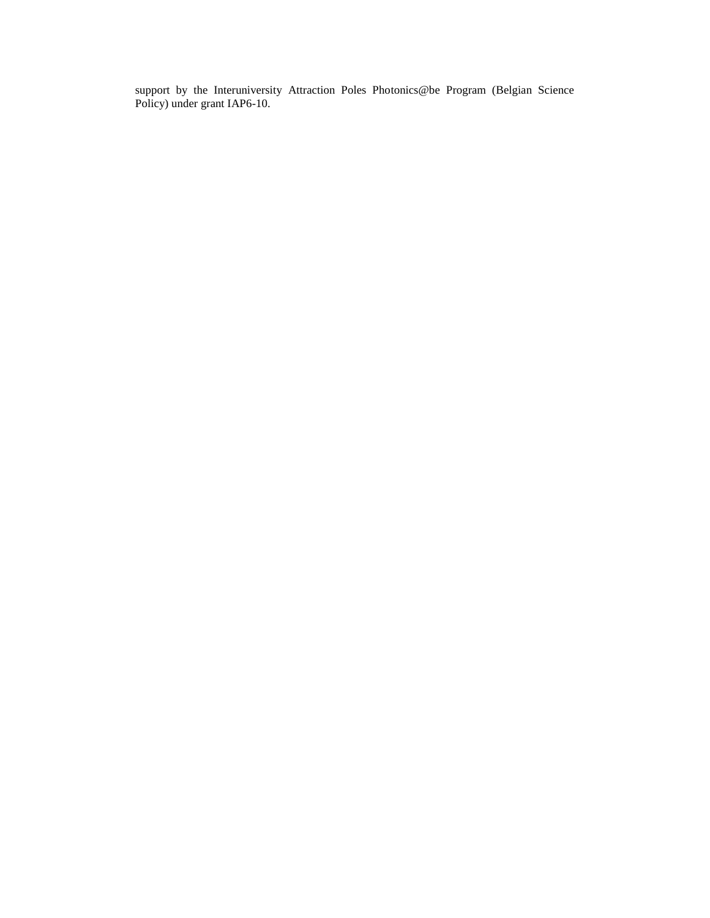support by the Interuniversity Attraction Poles Photonics@be Program (Belgian Science Policy) under grant IAP6-10.